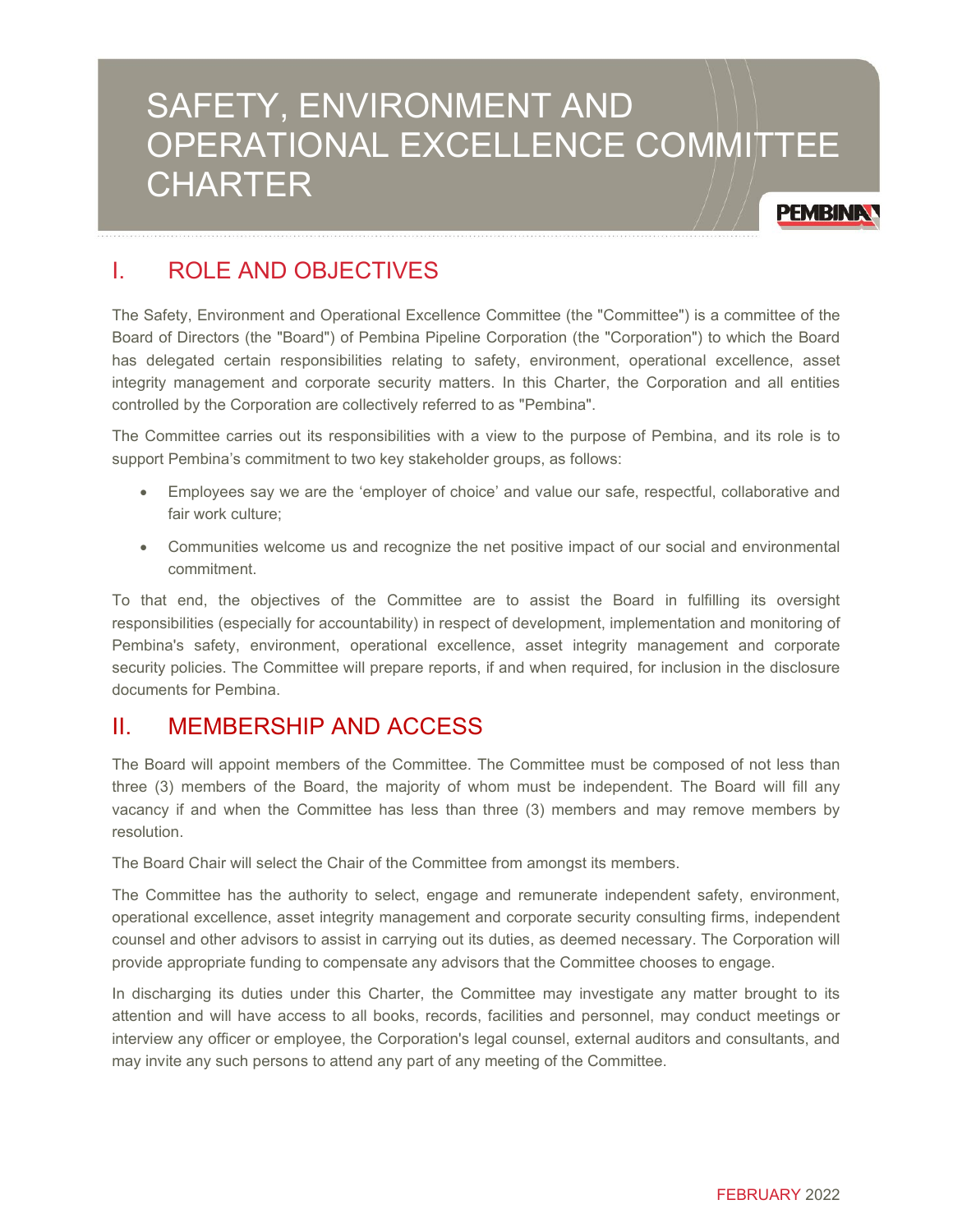# SAFETY, ENVIRONMENT AND OPERATIONAL EXCELLENCE COMMITTEE CHARTER

## I. ROLE AND OBJECTIVES

The Safety, Environment and Operational Excellence Committee (the "Committee") is a committee of the Board of Directors (the "Board") of Pembina Pipeline Corporation (the "Corporation") to which the Board has delegated certain responsibilities relating to safety, environment, operational excellence, asset integrity management and corporate security matters. In this Charter, the Corporation and all entities controlled by the Corporation are collectively referred to as "Pembina".

The Committee carries out its responsibilities with a view to the purpose of Pembina, and its role is to support Pembina's commitment to two key stakeholder groups, as follows:

- Employees say we are the 'employer of choice' and value our safe, respectful, collaborative and fair work culture;
- Communities welcome us and recognize the net positive impact of our social and environmental commitment.

To that end, the objectives of the Committee are to assist the Board in fulfilling its oversight responsibilities (especially for accountability) in respect of development, implementation and monitoring of Pembina's safety, environment, operational excellence, asset integrity management and corporate security policies. The Committee will prepare reports, if and when required, for inclusion in the disclosure documents for Pembina.

## II. MEMBERSHIP AND ACCESS

The Board will appoint members of the Committee. The Committee must be composed of not less than three (3) members of the Board, the majority of whom must be independent. The Board will fill any vacancy if and when the Committee has less than three (3) members and may remove members by resolution.

The Board Chair will select the Chair of the Committee from amongst its members.

The Committee has the authority to select, engage and remunerate independent safety, environment, operational excellence, asset integrity management and corporate security consulting firms, independent counsel and other advisors to assist in carrying out its duties, as deemed necessary. The Corporation will provide appropriate funding to compensate any advisors that the Committee chooses to engage.

In discharging its duties under this Charter, the Committee may investigate any matter brought to its attention and will have access to all books, records, facilities and personnel, may conduct meetings or interview any officer or employee, the Corporation's legal counsel, external auditors and consultants, and may invite any such persons to attend any part of any meeting of the Committee.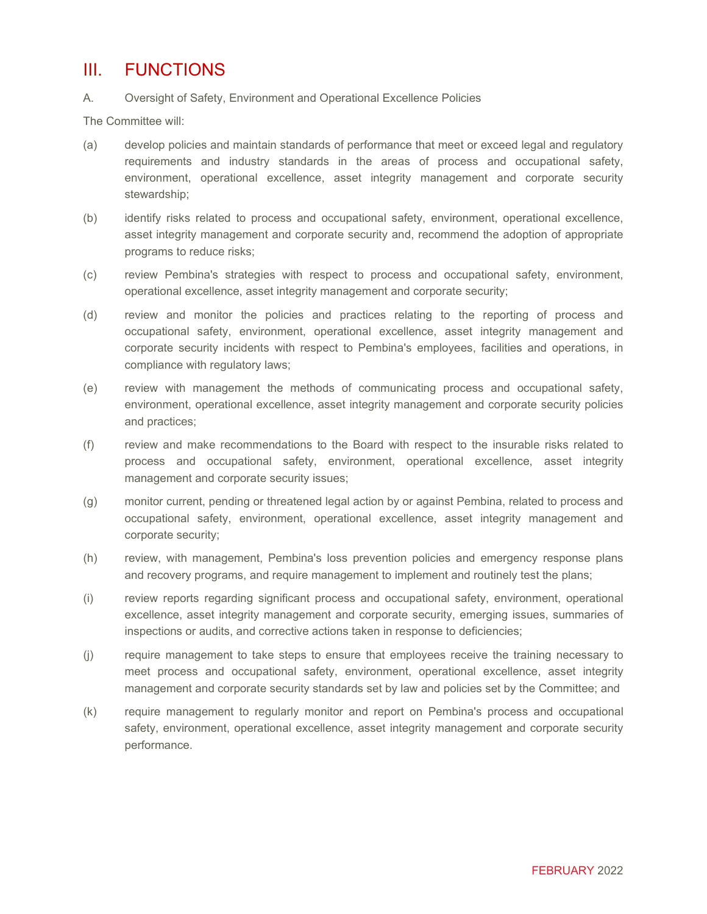# III. FUNCTIONS

A. Oversight of Safety, Environment and Operational Excellence Policies

The Committee will:

(a) develop policies and maintain standards of performance that meet or exceed legal and regulatory requirements and industry standards in the areas of process and occupational safety, environment, operational excellence, asset integrity management and corporate security stewardship;

(b) identify risks related to process and occupational safety, environment, operational excellence, asset integrity management and corporate security and, recommend the adoption of appropriate programs to reduce risks;

(c) review Pembina's strategies with respect to process and occupational safety, environment, operational excellence, asset integrity management and corporate security;

(d) review and monitor the policies and practices relating to the reporting of process and occupational safety, environment, operational excellence, asset integrity management and corporate security incidents with respect to Pembina's employees, facilities and operations, in compliance with regulatory laws;

(e) review with management the methods of communicating process and occupational safety, environment, operational excellence, asset integrity management and corporate security policies and practices;

(f) review and make recommendations to the Board with respect to the insurable risks related to process and occupational safety, environment, operational excellence, asset integrity management and corporate security issues;

(g) monitor current, pending or threatened legal action by or against Pembina, related to process and occupational safety, environment, operational excellence, asset integrity management and corporate security;

(h) review, with management, Pembina's loss prevention policies and emergency response plans and recovery programs, and require management to implement and routinely test the plans;

(i) review reports regarding significant process and occupational safety, environment, operational excellence, asset integrity management and corporate security, emerging issues, summaries of inspections or audits, and corrective actions taken in response to deficiencies;

(j) require management to take steps to ensure that employees receive the training necessary to meet process and occupational safety, environment, operational excellence, asset integrity management and corporate security standards set by law and policies set by the Committee; and

(k) require management to regularly monitor and report on Pembina's process and occupational safety, environment, operational excellence, asset integrity management and corporate security performance.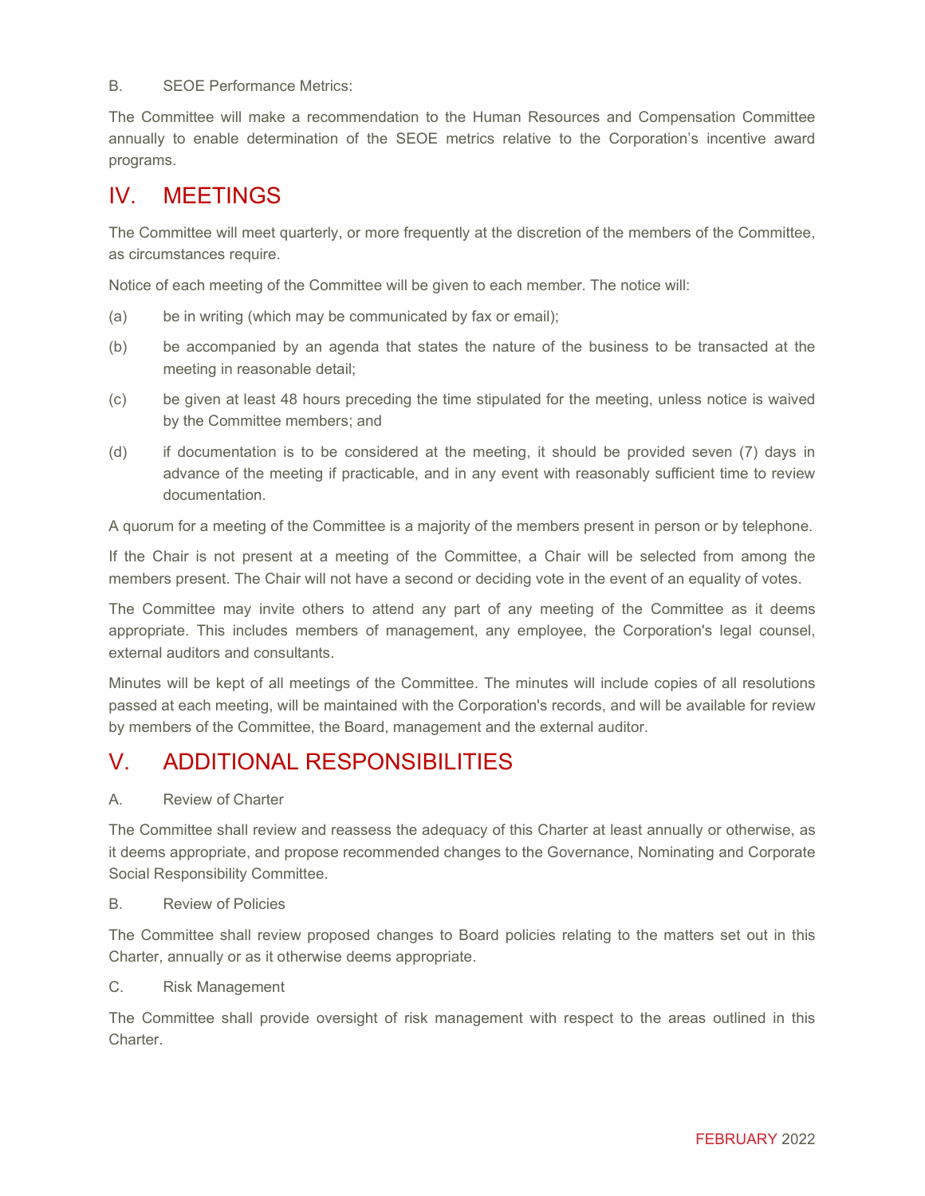B. SEOE Performance Metrics:

The Committee will make a recommendation to the Human Resources and Compensation Committee annually to enable determination of the SEOE metrics relative to the Corporation's incentive award programs.

# IV. MEETINGS

The Committee will meet quarterly, or more frequently at the discretion of the members of the Committee, as circumstances require.

Notice of each meeting of the Committee will be given to each member. The notice will:

(a) be in writing (which may be communicated by fax or email);

(b) be accompanied by an agenda that states the nature of the business to be transacted at the meeting in reasonable detail;

(c) be given at least 48 hours preceding the time stipulated for the meeting, unless notice is waived by the Committee members; and

(d) if documentation is to be considered at the meeting, it should be provided seven (7) days in advance of the meeting if practicable, and in any event with reasonably sufficient time to review documentation.

A quorum for a meeting of the Committee is a majority of the members present in person or by telephone.

If the Chair is not present at a meeting of the Committee, a Chair will be selected from among the members present. The Chair will not have a second or deciding vote in the event of an equality of votes.

The Committee may invite others to attend any part of any meeting of the Committee as it deems appropriate. This includes members of management, any employee, the Corporation's legal counsel, external auditors and consultants.

Minutes will be kept of all meetings of the Committee. The minutes will include copies of all resolutions passed at each meeting, will be maintained with the Corporation's records, and will be available for review by members of the Committee, the Board, management and the external auditor.

# V. ADDITIONAL RESPONSIBILITIES

A. Review of Charter

The Committee shall review and reassess the adequacy of this Charter at least annually or otherwise, as it deems appropriate, and propose recommended changes to the Governance, Nominating and Corporate Social Responsibility Committee.

B. Review of Policies

The Committee shall review proposed changes to Board policies relating to the matters set out in this Charter, annually or as it otherwise deems appropriate.

C. Risk Management

The Committee shall provide oversight of risk management with respect to the areas outlined in this Charter.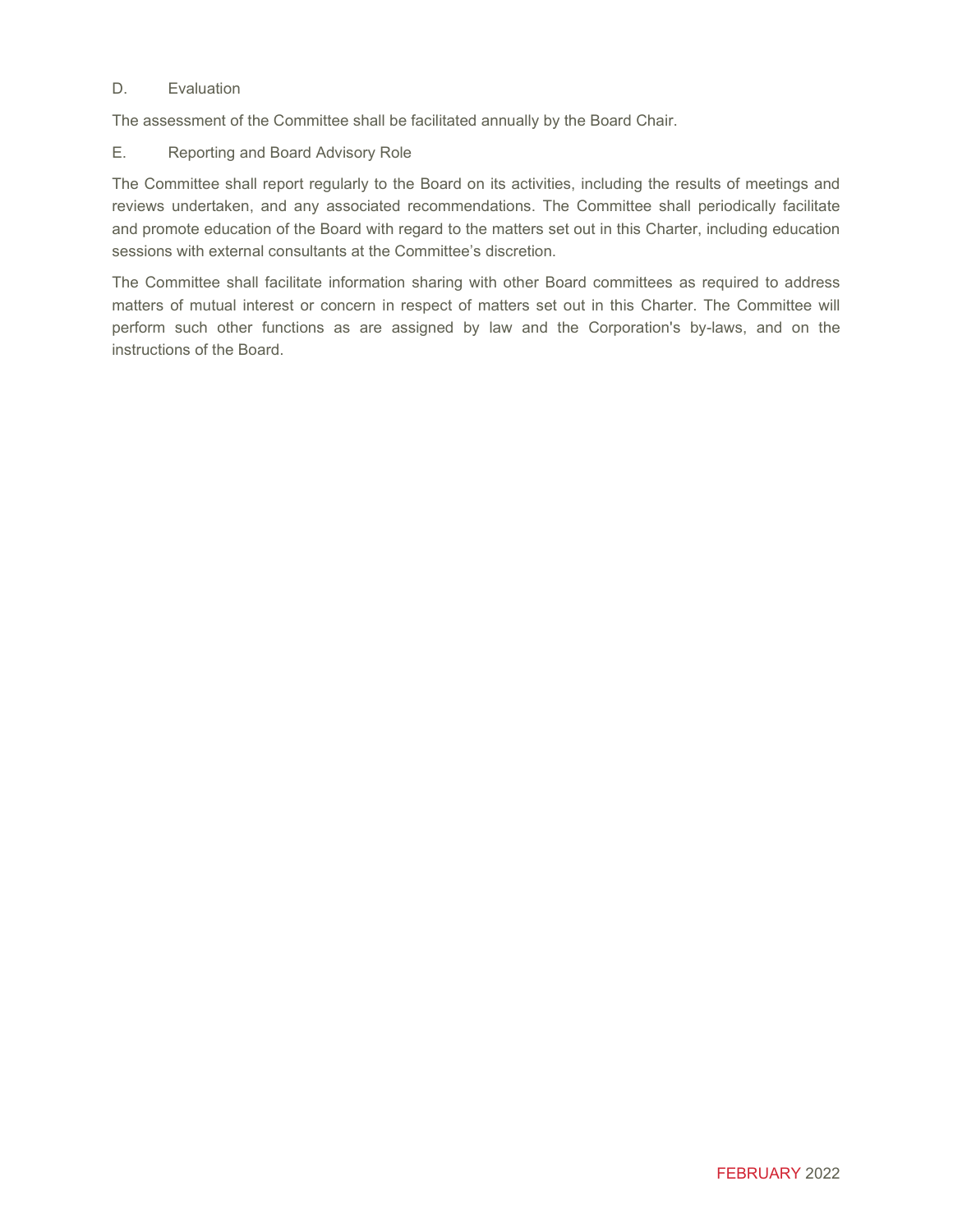### D. Evaluation

The assessment of the Committee shall be facilitated annually by the Board Chair.

### E. Reporting and Board Advisory Role

The Committee shall report regularly to the Board on its activities, including the results of meetings and reviews undertaken, and any associated recommendations. The Committee shall periodically facilitate and promote education of the Board with regard to the matters set out in this Charter, including education sessions with external consultants at the Committee’s discretion.

The Committee shall facilitate information sharing with other Board committees as required to address matters of mutual interest or concern in respect of matters set out in this Charter. The Committee will perform such other functions as are assigned by law and the Corporation's by-laws, and on the instructions of the Board.

FEBRUARY 2022